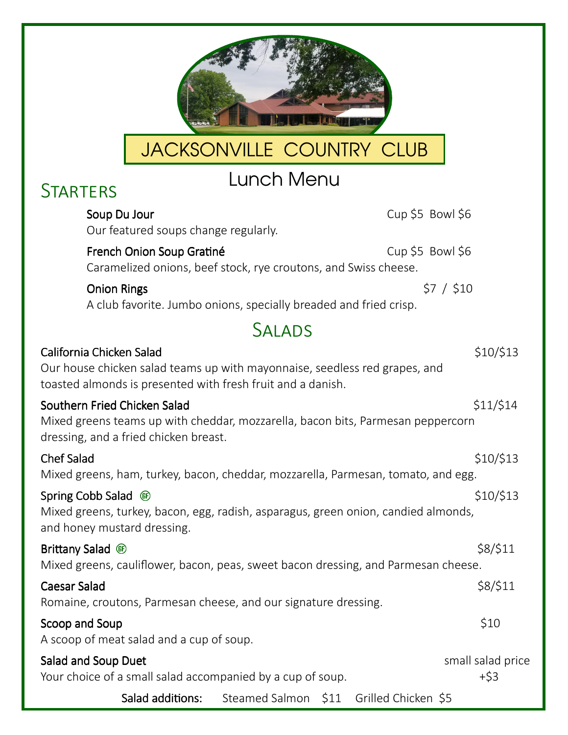# JACKSONVILLE COUNTRY CLUB

## Lunch Menu

### Starters

**Soup Du Jour** — Cup $5 Bowl $6
Our featured soups change regularly.

**French Onion Soup Gratiné** — Cup $5 Bowl $6
Caramelized onions, beef stock, rye croutons, and Swiss cheese.

**Onion Rings** — $7 / $10
A club favorite. Jumbo onions, specially breaded and fried crisp.

### Salads

**California Chicken Salad** — $10/$13
Our house chicken salad teams up with mayonnaise, seedless red grapes, and toasted almonds is presented with fresh fruit and a danish.

**Southern Fried Chicken Salad** — $11/$14
Mixed greens teams up with cheddar, mozzarella, bacon bits, Parmesan peppercorn dressing, and a fried chicken breast.

**Chef Salad** — $10/$13
Mixed greens, ham, turkey, bacon, cheddar, mozzarella, Parmesan, tomato, and egg.

**Spring Cobb Salad** (GF) — $10/$13
Mixed greens, turkey, bacon, egg, radish, asparagus, green onion, candied almonds, and honey mustard dressing.

**Brittany Salad** (GF) — $8/$11
Mixed greens, cauliflower, bacon, peas, sweet bacon dressing, and Parmesan cheese.

**Caesar Salad** — $8/$11
Romaine, croutons, Parmesan cheese, and our signature dressing.

**Scoop and Soup** — $10
A scoop of meat salad and a cup of soup.

**Salad and Soup Duet** — small salad price +$3
Your choice of a small salad accompanied by a cup of soup.

**Salad additions:** Steamed Salmon $11 Grilled Chicken $5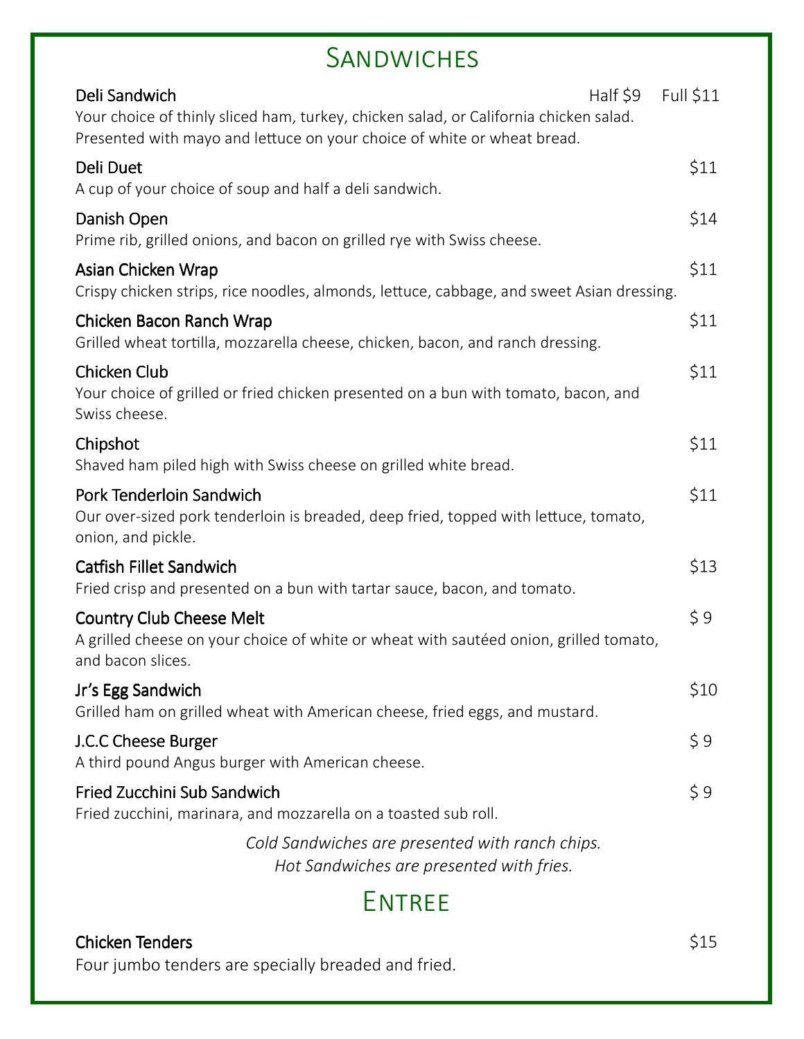# Sandwiches

**Deli Sandwich** Half $9 Full $11
Your choice of thinly sliced ham, turkey, chicken salad, or California chicken salad. Presented with mayo and lettuce on your choice of white or wheat bread.

**Deli Duet** $11
A cup of your choice of soup and half a deli sandwich.

**Danish Open** $14
Prime rib, grilled onions, and bacon on grilled rye with Swiss cheese.

**Asian Chicken Wrap** $11
Crispy chicken strips, rice noodles, almonds, lettuce, cabbage, and sweet Asian dressing.

**Chicken Bacon Ranch Wrap** $11
Grilled wheat tortilla, mozzarella cheese, chicken, bacon, and ranch dressing.

**Chicken Club** $11
Your choice of grilled or fried chicken presented on a bun with tomato, bacon, and Swiss cheese.

**Chipshot** $11
Shaved ham piled high with Swiss cheese on grilled white bread.

**Pork Tenderloin Sandwich** $11
Our over-sized pork tenderloin is breaded, deep fried, topped with lettuce, tomato, onion, and pickle.

**Catfish Fillet Sandwich** $13
Fried crisp and presented on a bun with tartar sauce, bacon, and tomato.

**Country Club Cheese Melt** $ 9
A grilled cheese on your choice of white or wheat with sautéed onion, grilled tomato, and bacon slices.

**Jr's Egg Sandwich** $10
Grilled ham on grilled wheat with American cheese, fried eggs, and mustard.

**J.C.C Cheese Burger** $ 9
A third pound Angus burger with American cheese.

**Fried Zucchini Sub Sandwich** $ 9
Fried zucchini, marinara, and mozzarella on a toasted sub roll.

*Cold Sandwiches are presented with ranch chips.*
*Hot Sandwiches are presented with fries.*

# Entree

**Chicken Tenders** $15
Four jumbo tenders are specially breaded and fried.